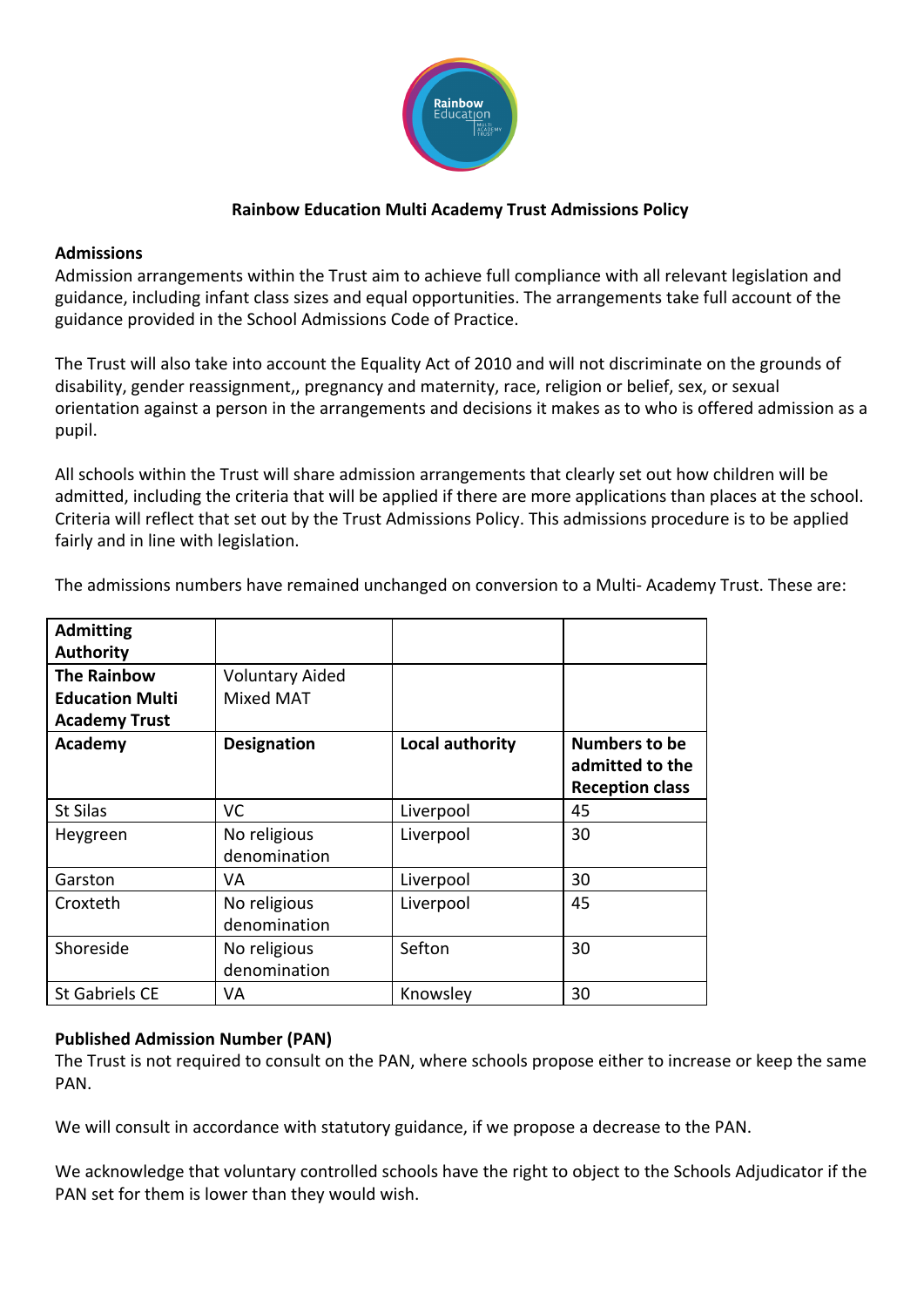# Rainbow Education Multi Academy Trust Admissions Policy

## Admissions

Admission arrangements within the Trust aim to achieve full compliance with all relevant legislation and guidance, including infant class sizes and equal opportunities. The arrangements take full account of the guidance provided in the School Admissions Code of Practice.

The Trust will also take into account the Equality Act of 2010 and will not discriminate on the grounds of disability, gender reassignment,, pregnancy and maternity, race, religion or belief, sex, or sexual orientation against a person in the arrangements and decisions it makes as to who is offered admission as a pupil.

All schools within the Trust will share admission arrangements that clearly set out how children will be admitted, including the criteria that will be applied if there are more applications than places at the school. Criteria will reflect that set out by the Trust Admissions Policy. This admissions procedure is to be applied fairly and in line with legislation.

The admissions numbers have remained unchanged on conversion to a Multi- Academy Trust. These are:

| **Admitting Authority** | | | |
|---|---|---|---|
| **The Rainbow Education Multi Academy Trust** | Voluntary Aided Mixed MAT | | |
| **Academy** | **Designation** | **Local authority** | **Numbers to be admitted to the Reception class** |
| St Silas | VC | Liverpool | 45 |
| Heygreen | No religious denomination | Liverpool | 30 |
| Garston | VA | Liverpool | 30 |
| Croxteth | No religious denomination | Liverpool | 45 |
| Shoreside | No religious denomination | Sefton | 30 |
| St Gabriels CE | VA | Knowsley | 30 |

## Published Admission Number (PAN)

The Trust is not required to consult on the PAN, where schools propose either to increase or keep the same PAN.

We will consult in accordance with statutory guidance, if we propose a decrease to the PAN.

We acknowledge that voluntary controlled schools have the right to object to the Schools Adjudicator if the PAN set for them is lower than they would wish.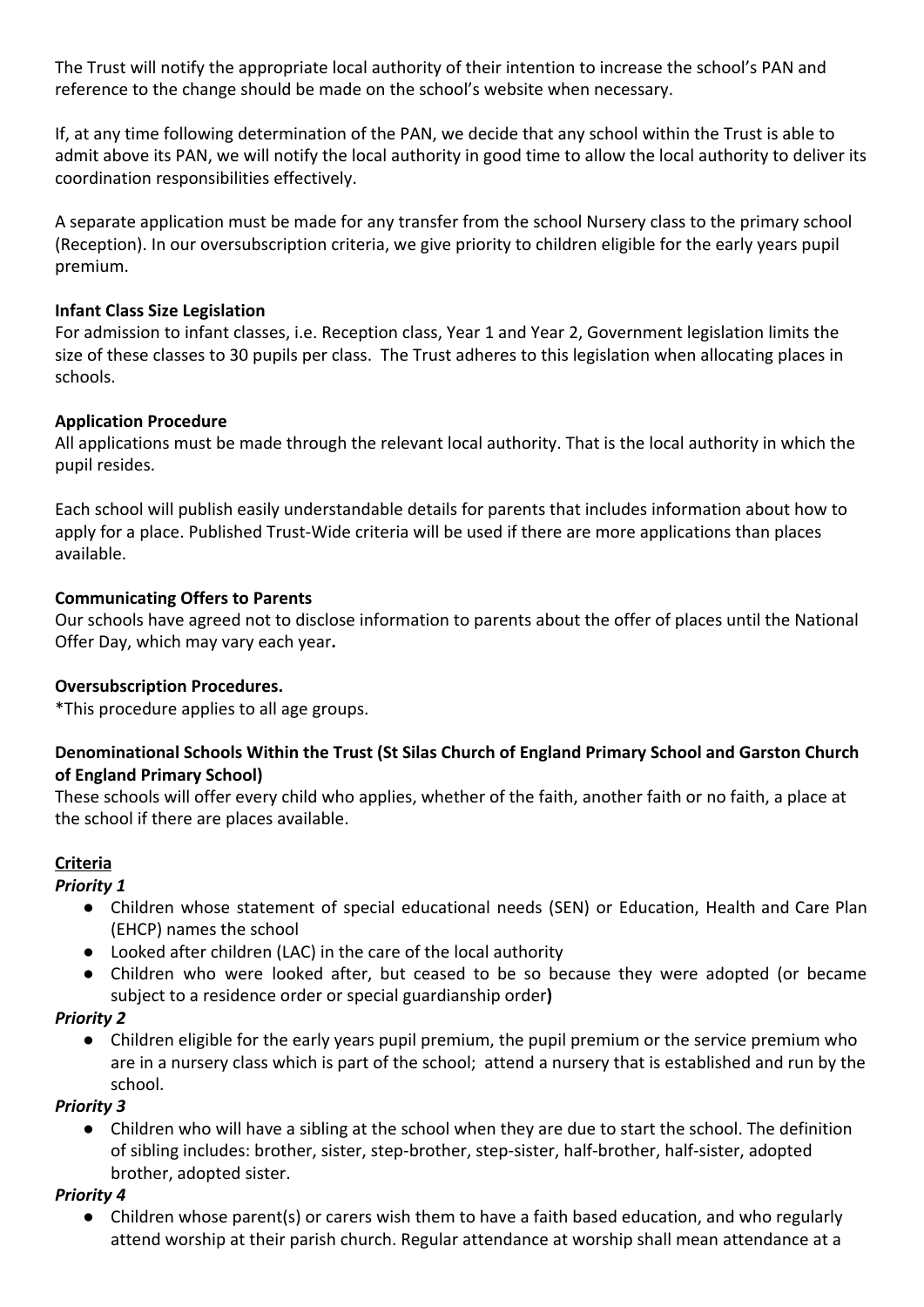The Trust will notify the appropriate local authority of their intention to increase the school's PAN and reference to the change should be made on the school's website when necessary.

If, at any time following determination of the PAN, we decide that any school within the Trust is able to admit above its PAN, we will notify the local authority in good time to allow the local authority to deliver its coordination responsibilities effectively.

A separate application must be made for any transfer from the school Nursery class to the primary school (Reception). In our oversubscription criteria, we give priority to children eligible for the early years pupil premium.

**Infant Class Size Legislation**
For admission to infant classes, i.e. Reception class, Year 1 and Year 2, Government legislation limits the size of these classes to 30 pupils per class. The Trust adheres to this legislation when allocating places in schools.

**Application Procedure**
All applications must be made through the relevant local authority. That is the local authority in which the pupil resides.

Each school will publish easily understandable details for parents that includes information about how to apply for a place. Published Trust-Wide criteria will be used if there are more applications than places available.

**Communicating Offers to Parents**
Our schools have agreed not to disclose information to parents about the offer of places until the National Offer Day, which may vary each year**.**

**Oversubscription Procedures.**
*This procedure applies to all age groups.

**Denominational Schools Within the Trust (St Silas Church of England Primary School and Garston Church of England Primary School)**
These schools will offer every child who applies, whether of the faith, another faith or no faith, a place at the school if there are places available.

**Criteria**

***Priority 1***

- Children whose statement of special educational needs (SEN) or Education, Health and Care Plan (EHCP) names the school
- Looked after children (LAC) in the care of the local authority
- Children who were looked after, but ceased to be so because they were adopted (or became subject to a residence order or special guardianship order**)**

***Priority 2***

- Children eligible for the early years pupil premium, the pupil premium or the service premium who are in a nursery class which is part of the school; attend a nursery that is established and run by the school.

***Priority 3***

- Children who will have a sibling at the school when they are due to start the school. The definition of sibling includes: brother, sister, step-brother, step-sister, half-brother, half-sister, adopted brother, adopted sister.

***Priority 4***

- Children whose parent(s) or carers wish them to have a faith based education, and who regularly attend worship at their parish church. Regular attendance at worship shall mean attendance at a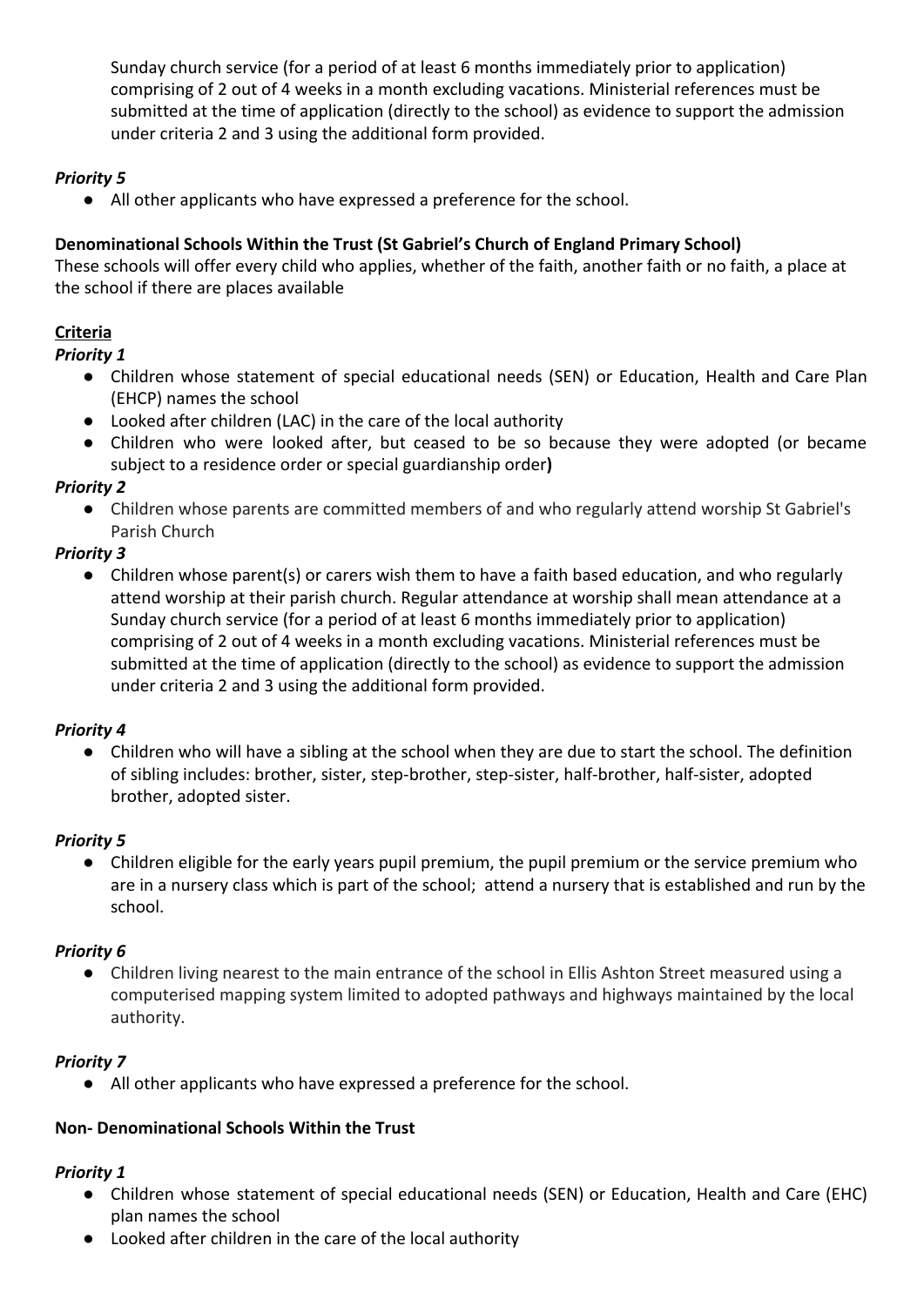Sunday church service (for a period of at least 6 months immediately prior to application) comprising of 2 out of 4 weeks in a month excluding vacations. Ministerial references must be submitted at the time of application (directly to the school) as evidence to support the admission under criteria 2 and 3 using the additional form provided.

***Priority 5***

- All other applicants who have expressed a preference for the school.

**Denominational Schools Within the Trust (St Gabriel's Church of England Primary School)**

These schools will offer every child who applies, whether of the faith, another faith or no faith, a place at the school if there are places available

**Criteria**

***Priority 1***

- Children whose statement of special educational needs (SEN) or Education, Health and Care Plan (EHCP) names the school
- Looked after children (LAC) in the care of the local authority
- Children who were looked after, but ceased to be so because they were adopted (or became subject to a residence order or special guardianship order**)**

***Priority 2***

- Children whose parents are committed members of and who regularly attend worship St Gabriel's Parish Church

***Priority 3***

- Children whose parent(s) or carers wish them to have a faith based education, and who regularly attend worship at their parish church. Regular attendance at worship shall mean attendance at a Sunday church service (for a period of at least 6 months immediately prior to application) comprising of 2 out of 4 weeks in a month excluding vacations. Ministerial references must be submitted at the time of application (directly to the school) as evidence to support the admission under criteria 2 and 3 using the additional form provided.

***Priority 4***

- Children who will have a sibling at the school when they are due to start the school. The definition of sibling includes: brother, sister, step-brother, step-sister, half-brother, half-sister, adopted brother, adopted sister.

***Priority 5***

- Children eligible for the early years pupil premium, the pupil premium or the service premium who are in a nursery class which is part of the school; attend a nursery that is established and run by the school.

***Priority 6***

- Children living nearest to the main entrance of the school in Ellis Ashton Street measured using a computerised mapping system limited to adopted pathways and highways maintained by the local authority.

***Priority 7***

- All other applicants who have expressed a preference for the school.

**Non- Denominational Schools Within the Trust**

***Priority 1***

- Children whose statement of special educational needs (SEN) or Education, Health and Care (EHC) plan names the school
- Looked after children in the care of the local authority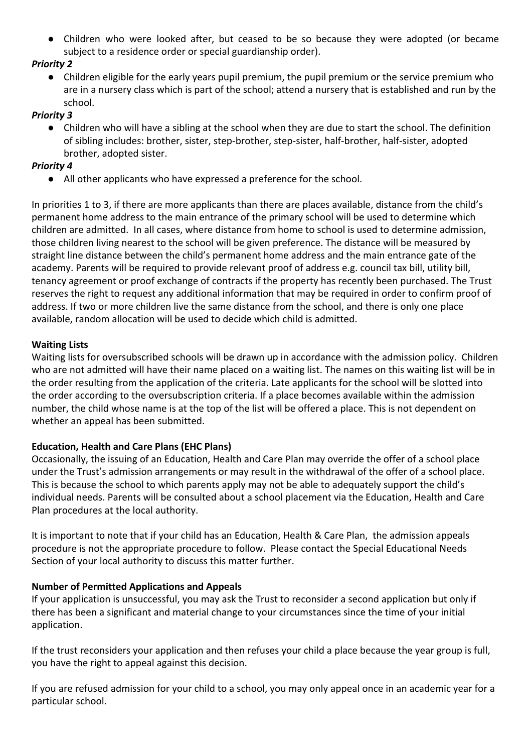- Children who were looked after, but ceased to be so because they were adopted (or became subject to a residence order or special guardianship order).

***Priority 2***

- Children eligible for the early years pupil premium, the pupil premium or the service premium who are in a nursery class which is part of the school; attend a nursery that is established and run by the school.

***Priority 3***

- Children who will have a sibling at the school when they are due to start the school. The definition of sibling includes: brother, sister, step-brother, step-sister, half-brother, half-sister, adopted brother, adopted sister.

***Priority 4***

- All other applicants who have expressed a preference for the school.

In priorities 1 to 3, if there are more applicants than there are places available, distance from the child's permanent home address to the main entrance of the primary school will be used to determine which children are admitted. In all cases, where distance from home to school is used to determine admission, those children living nearest to the school will be given preference. The distance will be measured by straight line distance between the child's permanent home address and the main entrance gate of the academy. Parents will be required to provide relevant proof of address e.g. council tax bill, utility bill, tenancy agreement or proof exchange of contracts if the property has recently been purchased. The Trust reserves the right to request any additional information that may be required in order to confirm proof of address. If two or more children live the same distance from the school, and there is only one place available, random allocation will be used to decide which child is admitted.

**Waiting Lists**

Waiting lists for oversubscribed schools will be drawn up in accordance with the admission policy. Children who are not admitted will have their name placed on a waiting list. The names on this waiting list will be in the order resulting from the application of the criteria. Late applicants for the school will be slotted into the order according to the oversubscription criteria. If a place becomes available within the admission number, the child whose name is at the top of the list will be offered a place. This is not dependent on whether an appeal has been submitted.

**Education, Health and Care Plans (EHC Plans)**

Occasionally, the issuing of an Education, Health and Care Plan may override the offer of a school place under the Trust's admission arrangements or may result in the withdrawal of the offer of a school place. This is because the school to which parents apply may not be able to adequately support the child's individual needs. Parents will be consulted about a school placement via the Education, Health and Care Plan procedures at the local authority.

It is important to note that if your child has an Education, Health & Care Plan, the admission appeals procedure is not the appropriate procedure to follow. Please contact the Special Educational Needs Section of your local authority to discuss this matter further.

**Number of Permitted Applications and Appeals**

If your application is unsuccessful, you may ask the Trust to reconsider a second application but only if there has been a significant and material change to your circumstances since the time of your initial application.

If the trust reconsiders your application and then refuses your child a place because the year group is full, you have the right to appeal against this decision.

If you are refused admission for your child to a school, you may only appeal once in an academic year for a particular school.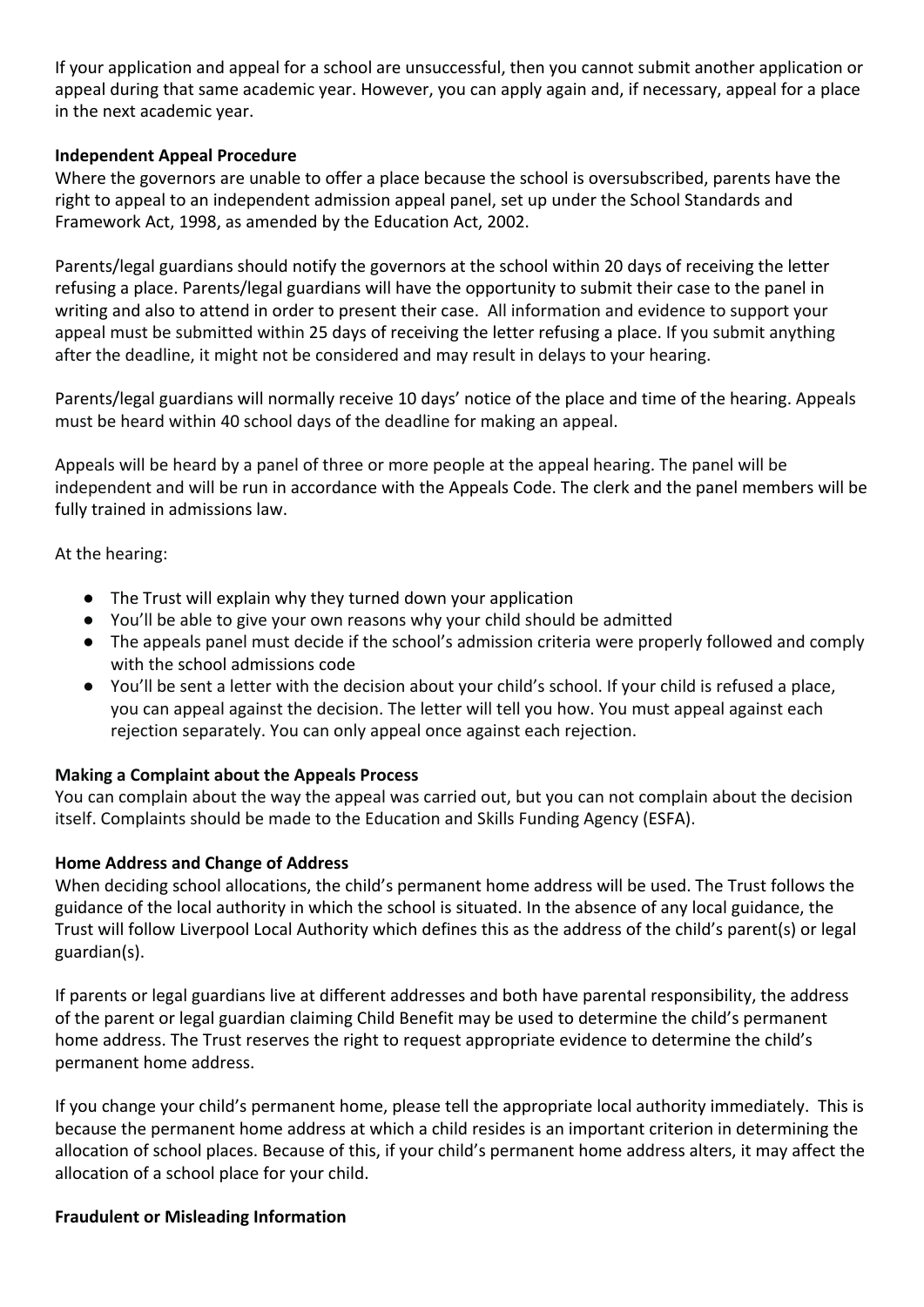If your application and appeal for a school are unsuccessful, then you cannot submit another application or appeal during that same academic year. However, you can apply again and, if necessary, appeal for a place in the next academic year.

**Independent Appeal Procedure**

Where the governors are unable to offer a place because the school is oversubscribed, parents have the right to appeal to an independent admission appeal panel, set up under the School Standards and Framework Act, 1998, as amended by the Education Act, 2002.

Parents/legal guardians should notify the governors at the school within 20 days of receiving the letter refusing a place. Parents/legal guardians will have the opportunity to submit their case to the panel in writing and also to attend in order to present their case. All information and evidence to support your appeal must be submitted within 25 days of receiving the letter refusing a place. If you submit anything after the deadline, it might not be considered and may result in delays to your hearing.

Parents/legal guardians will normally receive 10 days' notice of the place and time of the hearing. Appeals must be heard within 40 school days of the deadline for making an appeal.

Appeals will be heard by a panel of three or more people at the appeal hearing. The panel will be independent and will be run in accordance with the Appeals Code. The clerk and the panel members will be fully trained in admissions law.

At the hearing:

- The Trust will explain why they turned down your application
- You'll be able to give your own reasons why your child should be admitted
- The appeals panel must decide if the school's admission criteria were properly followed and comply with the school admissions code
- You'll be sent a letter with the decision about your child's school. If your child is refused a place, you can appeal against the decision. The letter will tell you how. You must appeal against each rejection separately. You can only appeal once against each rejection.

**Making a Complaint about the Appeals Process**

You can complain about the way the appeal was carried out, but you can not complain about the decision itself. Complaints should be made to the Education and Skills Funding Agency (ESFA).

**Home Address and Change of Address**

When deciding school allocations, the child's permanent home address will be used. The Trust follows the guidance of the local authority in which the school is situated. In the absence of any local guidance, the Trust will follow Liverpool Local Authority which defines this as the address of the child's parent(s) or legal guardian(s).

If parents or legal guardians live at different addresses and both have parental responsibility, the address of the parent or legal guardian claiming Child Benefit may be used to determine the child's permanent home address. The Trust reserves the right to request appropriate evidence to determine the child's permanent home address.

If you change your child's permanent home, please tell the appropriate local authority immediately. This is because the permanent home address at which a child resides is an important criterion in determining the allocation of school places. Because of this, if your child's permanent home address alters, it may affect the allocation of a school place for your child.

**Fraudulent or Misleading Information**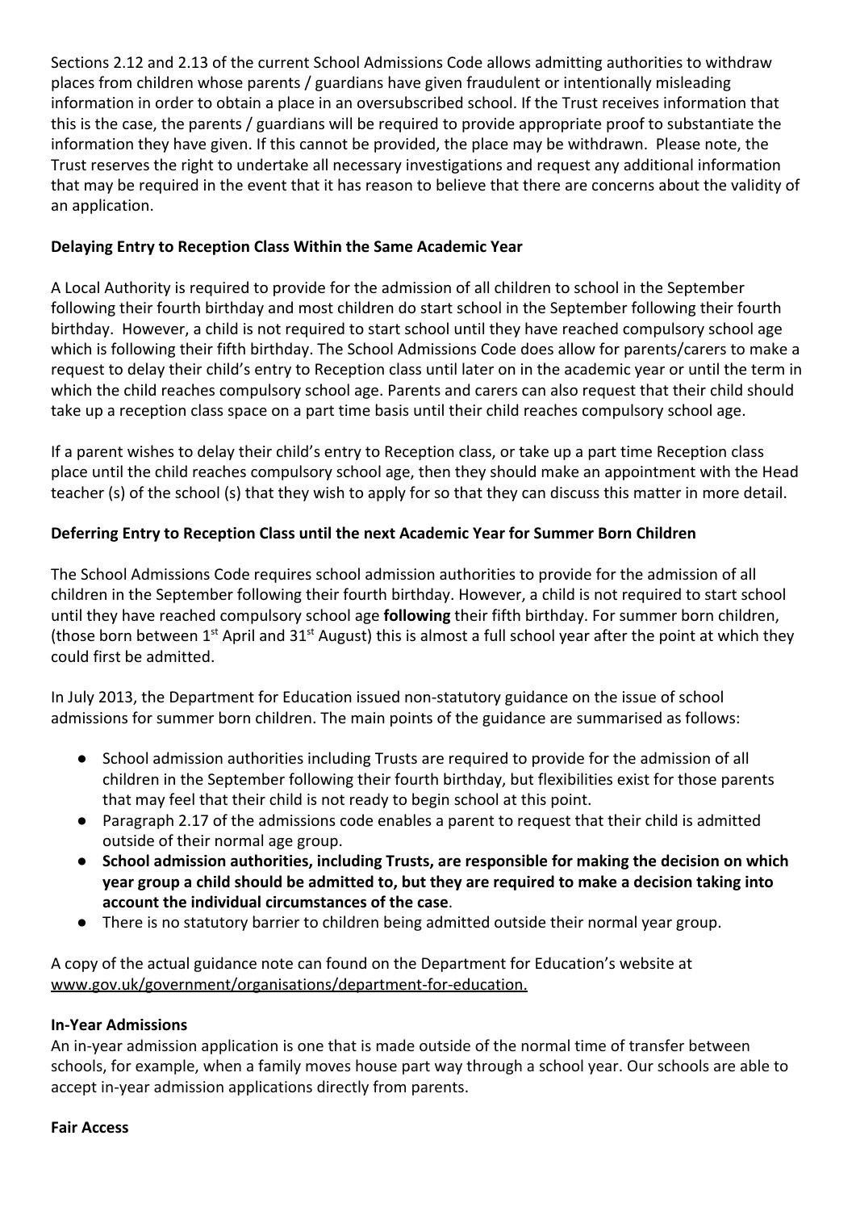Sections 2.12 and 2.13 of the current School Admissions Code allows admitting authorities to withdraw places from children whose parents / guardians have given fraudulent or intentionally misleading information in order to obtain a place in an oversubscribed school. If the Trust receives information that this is the case, the parents / guardians will be required to provide appropriate proof to substantiate the information they have given. If this cannot be provided, the place may be withdrawn. Please note, the Trust reserves the right to undertake all necessary investigations and request any additional information that may be required in the event that it has reason to believe that there are concerns about the validity of an application.

**Delaying Entry to Reception Class Within the Same Academic Year**

A Local Authority is required to provide for the admission of all children to school in the September following their fourth birthday and most children do start school in the September following their fourth birthday. However, a child is not required to start school until they have reached compulsory school age which is following their fifth birthday. The School Admissions Code does allow for parents/carers to make a request to delay their child's entry to Reception class until later on in the academic year or until the term in which the child reaches compulsory school age. Parents and carers can also request that their child should take up a reception class space on a part time basis until their child reaches compulsory school age.

If a parent wishes to delay their child's entry to Reception class, or take up a part time Reception class place until the child reaches compulsory school age, then they should make an appointment with the Head teacher (s) of the school (s) that they wish to apply for so that they can discuss this matter in more detail.

**Deferring Entry to Reception Class until the next Academic Year for Summer Born Children**

The School Admissions Code requires school admission authorities to provide for the admission of all children in the September following their fourth birthday. However, a child is not required to start school until they have reached compulsory school age **following** their fifth birthday. For summer born children, (those born between 1st April and 31st August) this is almost a full school year after the point at which they could first be admitted.

In July 2013, the Department for Education issued non-statutory guidance on the issue of school admissions for summer born children. The main points of the guidance are summarised as follows:

- School admission authorities including Trusts are required to provide for the admission of all children in the September following their fourth birthday, but flexibilities exist for those parents that may feel that their child is not ready to begin school at this point.
- Paragraph 2.17 of the admissions code enables a parent to request that their child is admitted outside of their normal age group.
- **School admission authorities, including Trusts, are responsible for making the decision on which year group a child should be admitted to, but they are required to make a decision taking into account the individual circumstances of the case**.
- There is no statutory barrier to children being admitted outside their normal year group.

A copy of the actual guidance note can found on the Department for Education's website at www.gov.uk/government/organisations/department-for-education.

**In-Year Admissions**

An in-year admission application is one that is made outside of the normal time of transfer between schools, for example, when a family moves house part way through a school year. Our schools are able to accept in-year admission applications directly from parents.

**Fair Access**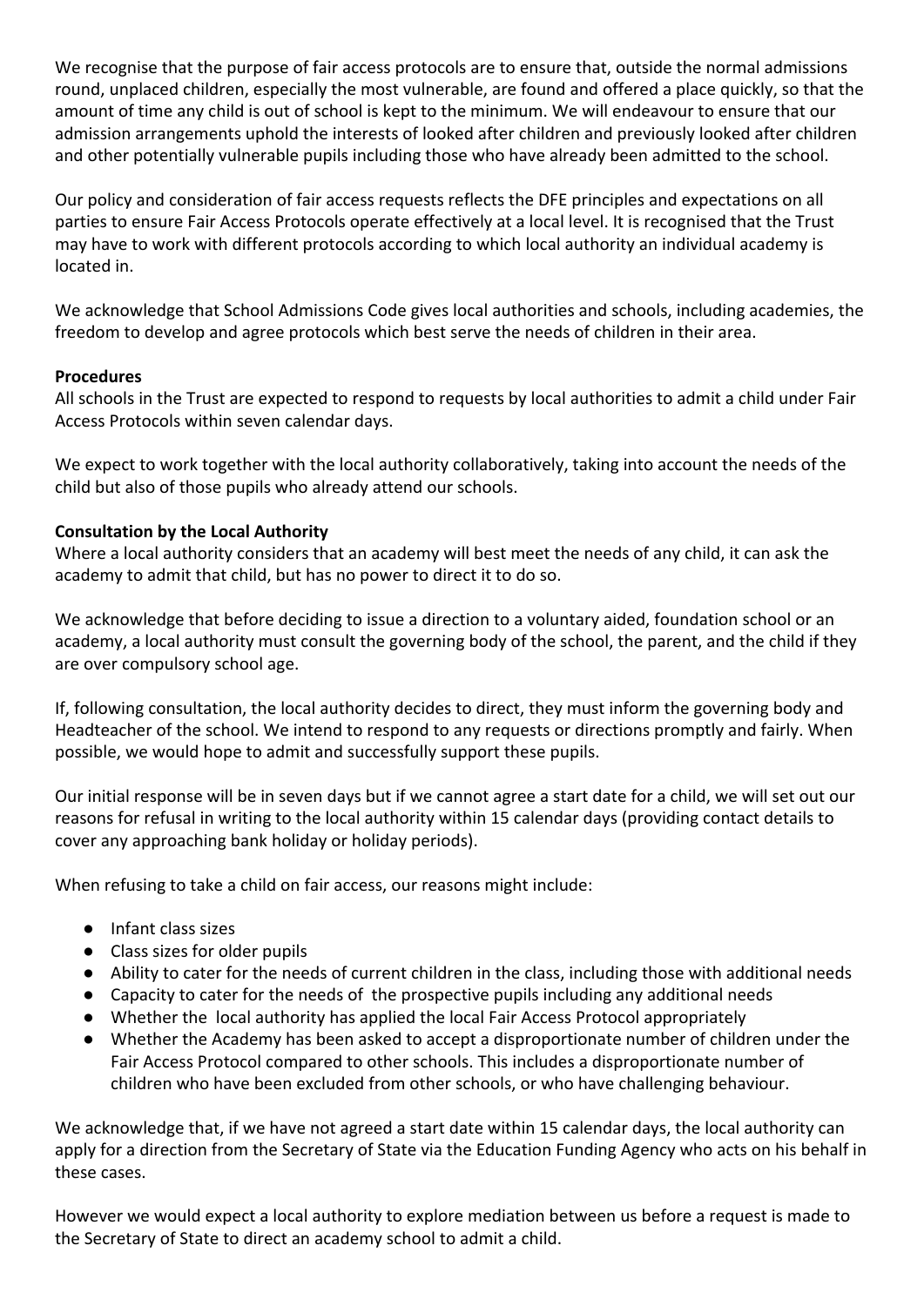We recognise that the purpose of fair access protocols are to ensure that, outside the normal admissions round, unplaced children, especially the most vulnerable, are found and offered a place quickly, so that the amount of time any child is out of school is kept to the minimum. We will endeavour to ensure that our admission arrangements uphold the interests of looked after children and previously looked after children and other potentially vulnerable pupils including those who have already been admitted to the school.

Our policy and consideration of fair access requests reflects the DFE principles and expectations on all parties to ensure Fair Access Protocols operate effectively at a local level. It is recognised that the Trust may have to work with different protocols according to which local authority an individual academy is located in.

We acknowledge that School Admissions Code gives local authorities and schools, including academies, the freedom to develop and agree protocols which best serve the needs of children in their area.

**Procedures**

All schools in the Trust are expected to respond to requests by local authorities to admit a child under Fair Access Protocols within seven calendar days.

We expect to work together with the local authority collaboratively, taking into account the needs of the child but also of those pupils who already attend our schools.

**Consultation by the Local Authority**

Where a local authority considers that an academy will best meet the needs of any child, it can ask the academy to admit that child, but has no power to direct it to do so.

We acknowledge that before deciding to issue a direction to a voluntary aided, foundation school or an academy, a local authority must consult the governing body of the school, the parent, and the child if they are over compulsory school age.

If, following consultation, the local authority decides to direct, they must inform the governing body and Headteacher of the school. We intend to respond to any requests or directions promptly and fairly. When possible, we would hope to admit and successfully support these pupils.

Our initial response will be in seven days but if we cannot agree a start date for a child, we will set out our reasons for refusal in writing to the local authority within 15 calendar days (providing contact details to cover any approaching bank holiday or holiday periods).

When refusing to take a child on fair access, our reasons might include:

- Infant class sizes
- Class sizes for older pupils
- Ability to cater for the needs of current children in the class, including those with additional needs
- Capacity to cater for the needs of the prospective pupils including any additional needs
- Whether the local authority has applied the local Fair Access Protocol appropriately
- Whether the Academy has been asked to accept a disproportionate number of children under the Fair Access Protocol compared to other schools. This includes a disproportionate number of children who have been excluded from other schools, or who have challenging behaviour.

We acknowledge that, if we have not agreed a start date within 15 calendar days, the local authority can apply for a direction from the Secretary of State via the Education Funding Agency who acts on his behalf in these cases.

However we would expect a local authority to explore mediation between us before a request is made to the Secretary of State to direct an academy school to admit a child.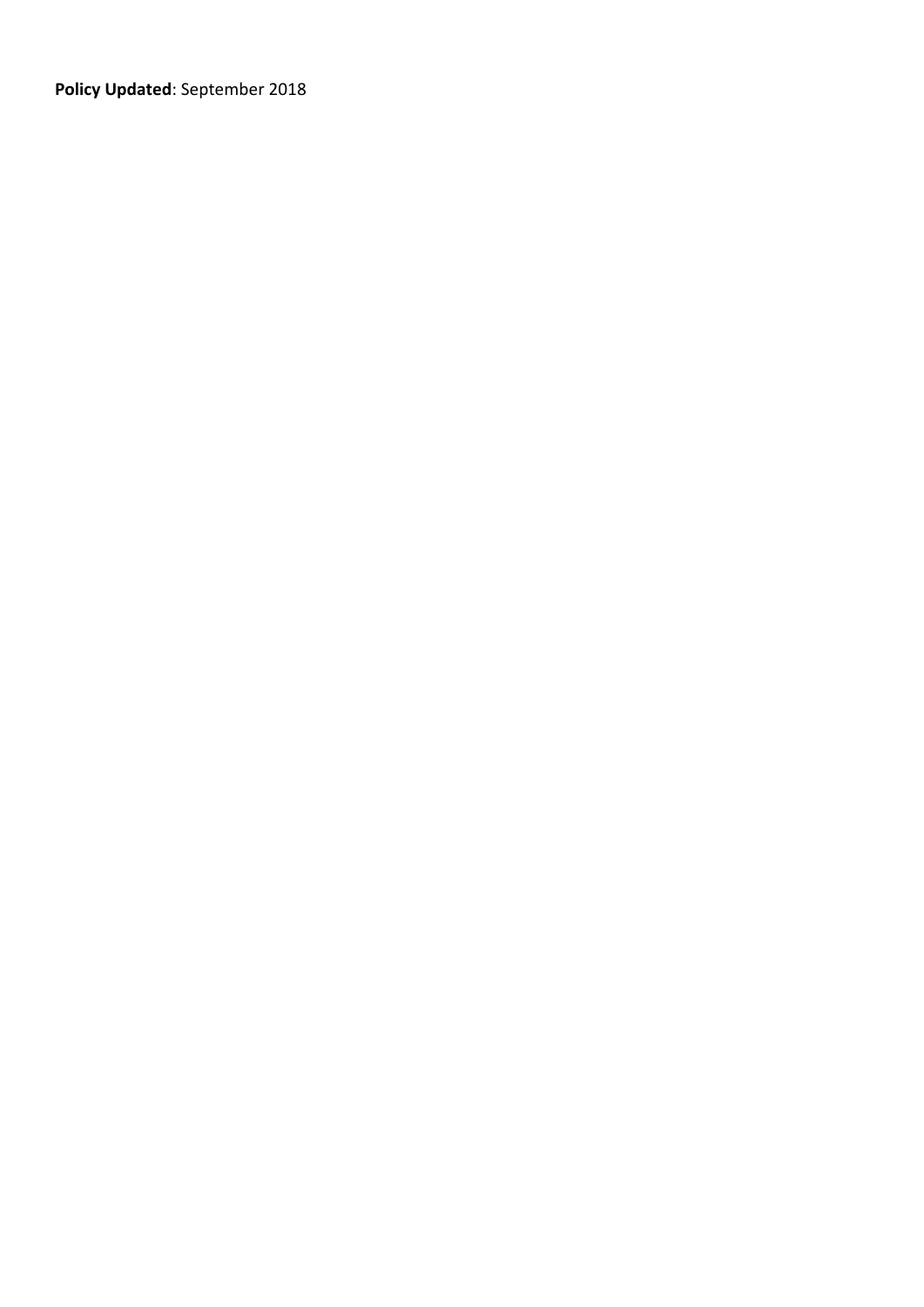**Policy Updated**: September 2018